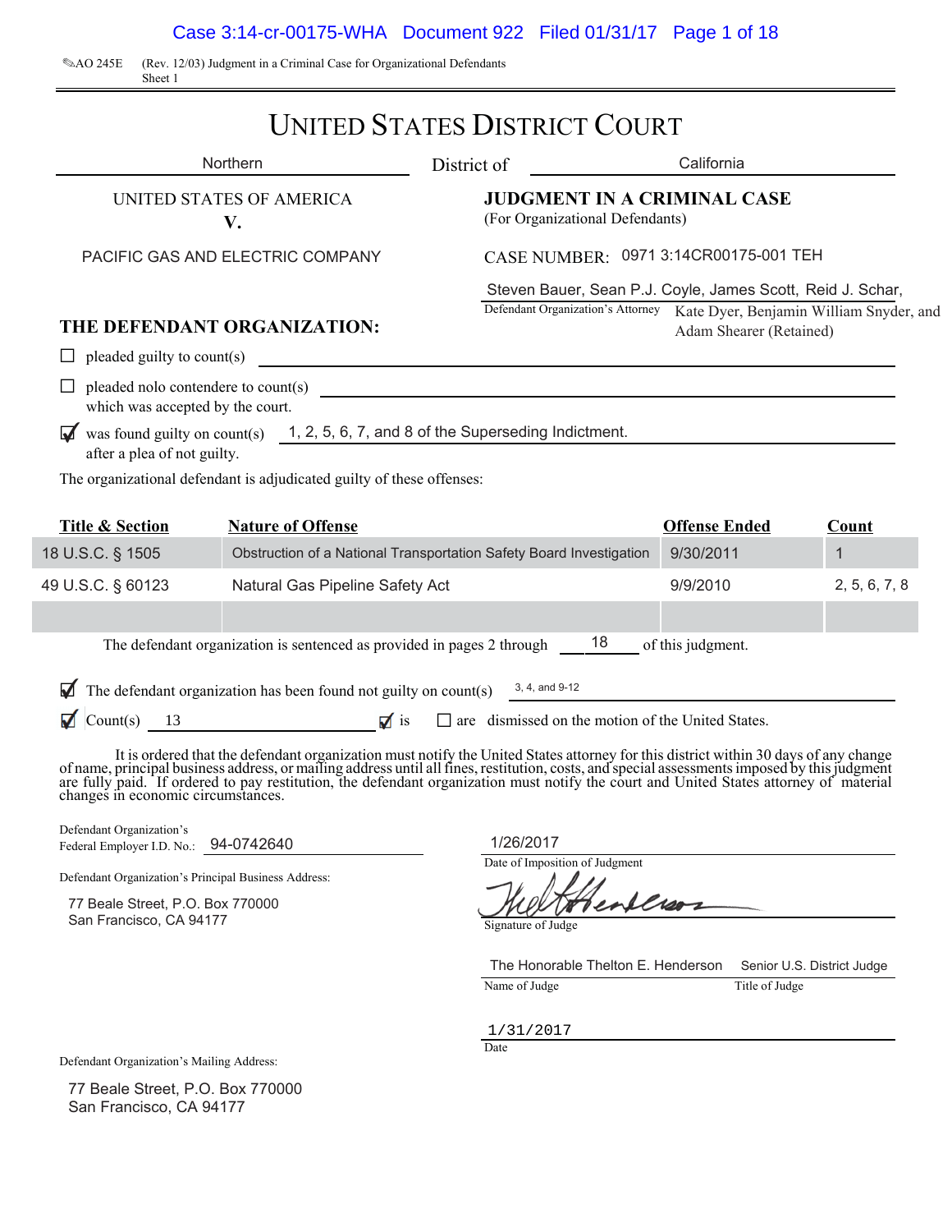AO 245E (Rev. 12/03) Judgment in a Criminal Case for Organizational Defendants
Sheet 1

# UNITED STATES DISTRICT COURT

Northern District of California

UNITED STATES OF AMERICA
V.
PACIFIC GAS AND ELECTRIC COMPANY

**JUDGMENT IN A CRIMINAL CASE**
(For Organizational Defendants)

CASE NUMBER: 0971 3:14CR00175-001 TEH

Steven Bauer, Sean P.J. Coyle, James Scott, Reid J. Schar, Kate Dyer, Benjamin William Snyder, and Adam Shearer (Retained)
Defendant Organization's Attorney

**THE DEFENDANT ORGANIZATION:**

☐ pleaded guilty to count(s)

☐ pleaded nolo contendere to count(s) which was accepted by the court.

☑ was found guilty on count(s) 1, 2, 5, 6, 7, and 8 of the Superseding Indictment. after a plea of not guilty.

The organizational defendant is adjudicated guilty of these offenses:

| Title & Section | Nature of Offense | Offense Ended | Count |
|---|---|---|---|
| 18 U.S.C. § 1505 | Obstruction of a National Transportation Safety Board Investigation | 9/30/2011 | 1 |
| 49 U.S.C. § 60123 | Natural Gas Pipeline Safety Act | 9/9/2010 | 2, 5, 6, 7, 8 |
| | | | |

The defendant organization is sentenced as provided in pages 2 through 18 of this judgment.

☑ The defendant organization has been found not guilty on count(s) 3, 4, and 9-12

☑ Count(s) 13 ☑ is ☐ are dismissed on the motion of the United States.

It is ordered that the defendant organization must notify the United States attorney for this district within 30 days of any change of name, principal business address, or mailing address until all fines, restitution, costs, and special assessments imposed by this judgment are fully paid. If ordered to pay restitution, the defendant organization must notify the court and United States attorney of material changes in economic circumstances.

Defendant Organization's Federal Employer I.D. No.: 94-0742640

Defendant Organization's Principal Business Address:

77 Beale Street, P.O. Box 770000
San Francisco, CA 94177

1/26/2017
Date of Imposition of Judgment

Signature of Judge

The Honorable Thelton E. Henderson, Senior U.S. District Judge
Name of Judge, Title of Judge

1/31/2017
Date

Defendant Organization's Mailing Address:

77 Beale Street, P.O. Box 770000
San Francisco, CA 94177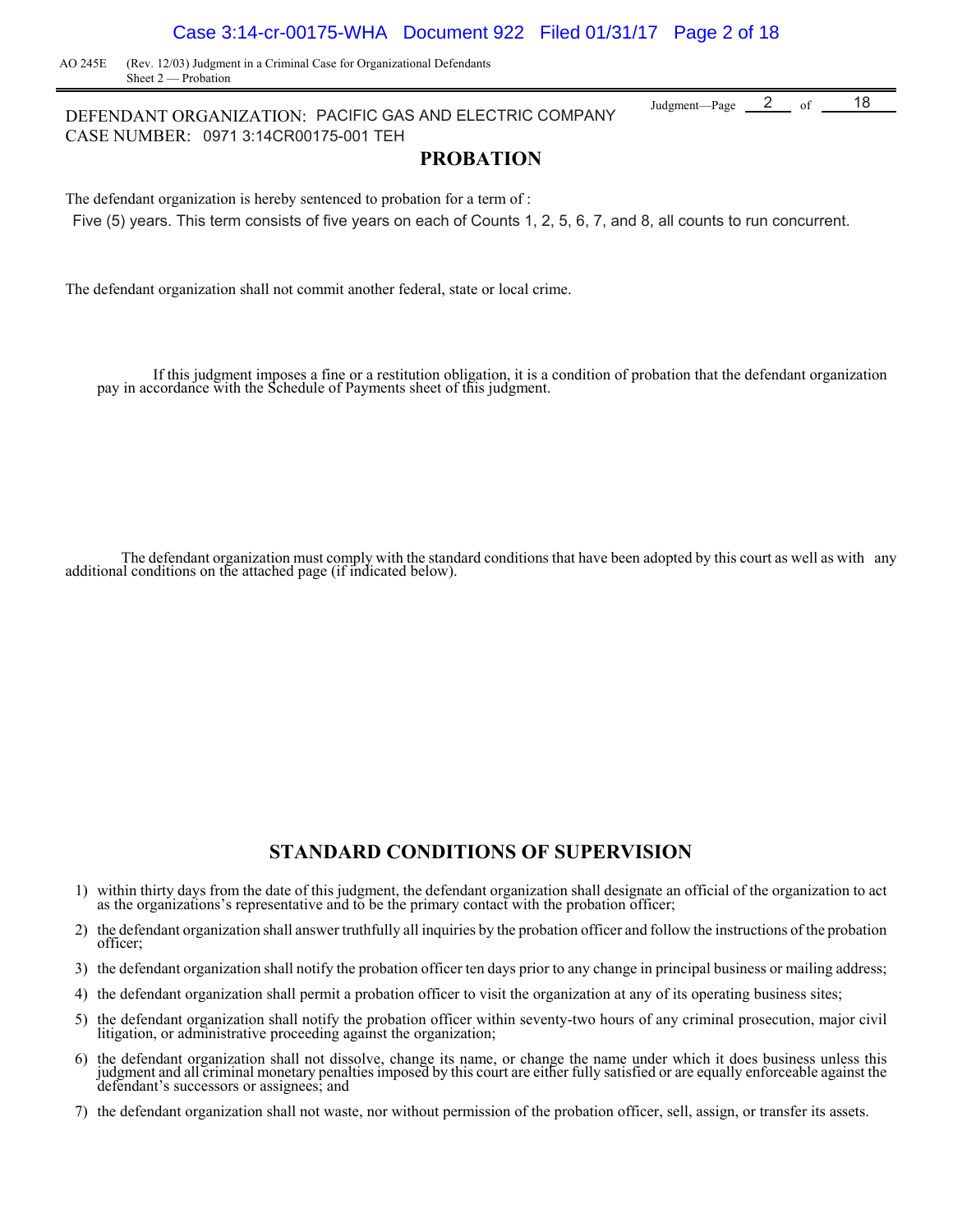AO 245E (Rev. 12/03) Judgment in a Criminal Case for Organizational Defendants
Sheet 2 — Probation

DEFENDANT ORGANIZATION: PACIFIC GAS AND ELECTRIC COMPANY
CASE NUMBER: 0971 3:14CR00175-001 TEH

## PROBATION

The defendant organization is hereby sentenced to probation for a term of :

Five (5) years. This term consists of five years on each of Counts 1, 2, 5, 6, 7, and 8, all counts to run concurrent.

The defendant organization shall not commit another federal, state or local crime.

If this judgment imposes a fine or a restitution obligation, it is a condition of probation that the defendant organization pay in accordance with the Schedule of Payments sheet of this judgment.

The defendant organization must comply with the standard conditions that have been adopted by this court as well as with any additional conditions on the attached page (if indicated below).

## STANDARD CONDITIONS OF SUPERVISION

1) within thirty days from the date of this judgment, the defendant organization shall designate an official of the organization to act as the organizations's representative and to be the primary contact with the probation officer;
2) the defendant organization shall answer truthfully all inquiries by the probation officer and follow the instructions of the probation officer;
3) the defendant organization shall notify the probation officer ten days prior to any change in principal business or mailing address;
4) the defendant organization shall permit a probation officer to visit the organization at any of its operating business sites;
5) the defendant organization shall notify the probation officer within seventy-two hours of any criminal prosecution, major civil litigation, or administrative proceeding against the organization;
6) the defendant organization shall not dissolve, change its name, or change the name under which it does business unless this judgment and all criminal monetary penalties imposed by this court are either fully satisfied or are equally enforceable against the defendant's successors or assignees; and
7) the defendant organization shall not waste, nor without permission of the probation officer, sell, assign, or transfer its assets.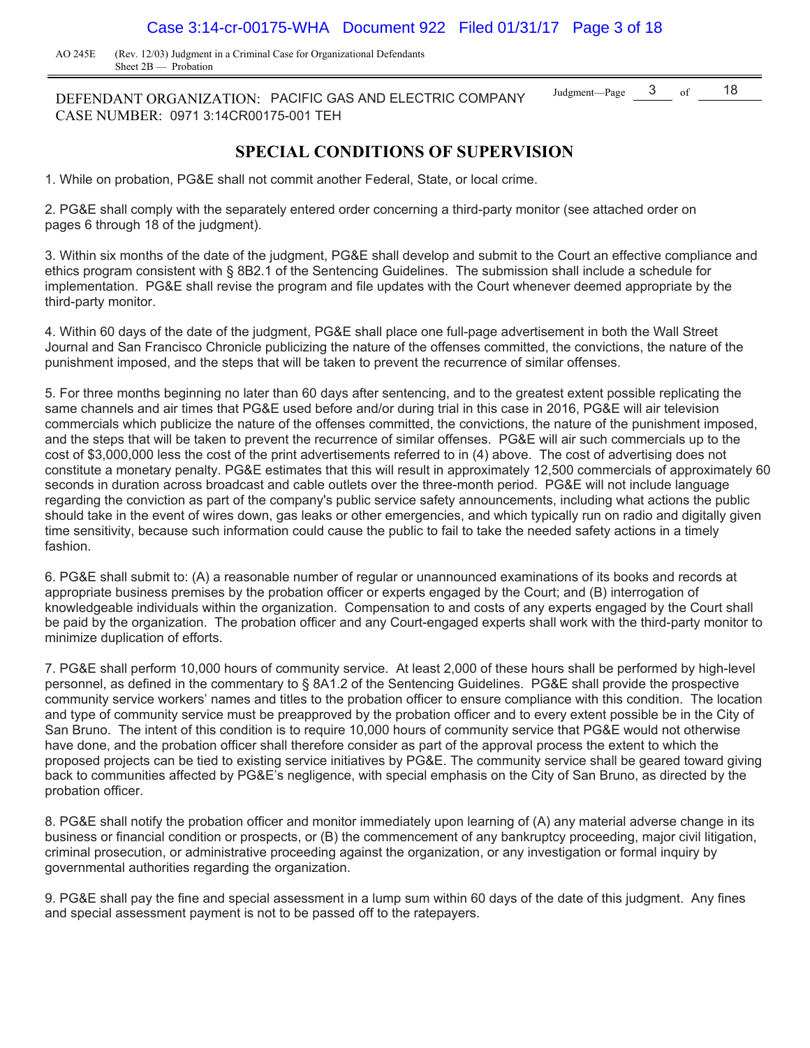DEFENDANT ORGANIZATION: PACIFIC GAS AND ELECTRIC COMPANY
CASE NUMBER: 0971 3:14CR00175-001 TEH

## SPECIAL CONDITIONS OF SUPERVISION

1. While on probation, PG&E shall not commit another Federal, State, or local crime.

2. PG&E shall comply with the separately entered order concerning a third-party monitor (see attached order on pages 6 through 18 of the judgment).

3. Within six months of the date of the judgment, PG&E shall develop and submit to the Court an effective compliance and ethics program consistent with § 8B2.1 of the Sentencing Guidelines. The submission shall include a schedule for implementation. PG&E shall revise the program and file updates with the Court whenever deemed appropriate by the third-party monitor.

4. Within 60 days of the date of the judgment, PG&E shall place one full-page advertisement in both the Wall Street Journal and San Francisco Chronicle publicizing the nature of the offenses committed, the convictions, the nature of the punishment imposed, and the steps that will be taken to prevent the recurrence of similar offenses.

5. For three months beginning no later than 60 days after sentencing, and to the greatest extent possible replicating the same channels and air times that PG&E used before and/or during trial in this case in 2016, PG&E will air television commercials which publicize the nature of the offenses committed, the convictions, the nature of the punishment imposed, and the steps that will be taken to prevent the recurrence of similar offenses. PG&E will air such commercials up to the cost of $3,000,000 less the cost of the print advertisements referred to in (4) above. The cost of advertising does not constitute a monetary penalty. PG&E estimates that this will result in approximately 12,500 commercials of approximately 60 seconds in duration across broadcast and cable outlets over the three-month period. PG&E will not include language regarding the conviction as part of the company's public service safety announcements, including what actions the public should take in the event of wires down, gas leaks or other emergencies, and which typically run on radio and digitally given time sensitivity, because such information could cause the public to fail to take the needed safety actions in a timely fashion.

6. PG&E shall submit to: (A) a reasonable number of regular or unannounced examinations of its books and records at appropriate business premises by the probation officer or experts engaged by the Court; and (B) interrogation of knowledgeable individuals within the organization. Compensation to and costs of any experts engaged by the Court shall be paid by the organization. The probation officer and any Court-engaged experts shall work with the third-party monitor to minimize duplication of efforts.

7. PG&E shall perform 10,000 hours of community service. At least 2,000 of these hours shall be performed by high-level personnel, as defined in the commentary to § 8A1.2 of the Sentencing Guidelines. PG&E shall provide the prospective community service workers' names and titles to the probation officer to ensure compliance with this condition. The location and type of community service must be preapproved by the probation officer and to every extent possible be in the City of San Bruno. The intent of this condition is to require 10,000 hours of community service that PG&E would not otherwise have done, and the probation officer shall therefore consider as part of the approval process the extent to which the proposed projects can be tied to existing service initiatives by PG&E. The community service shall be geared toward giving back to communities affected by PG&E's negligence, with special emphasis on the City of San Bruno, as directed by the probation officer.

8. PG&E shall notify the probation officer and monitor immediately upon learning of (A) any material adverse change in its business or financial condition or prospects, or (B) the commencement of any bankruptcy proceeding, major civil litigation, criminal prosecution, or administrative proceeding against the organization, or any investigation or formal inquiry by governmental authorities regarding the organization.

9. PG&E shall pay the fine and special assessment in a lump sum within 60 days of the date of this judgment. Any fines and special assessment payment is not to be passed off to the ratepayers.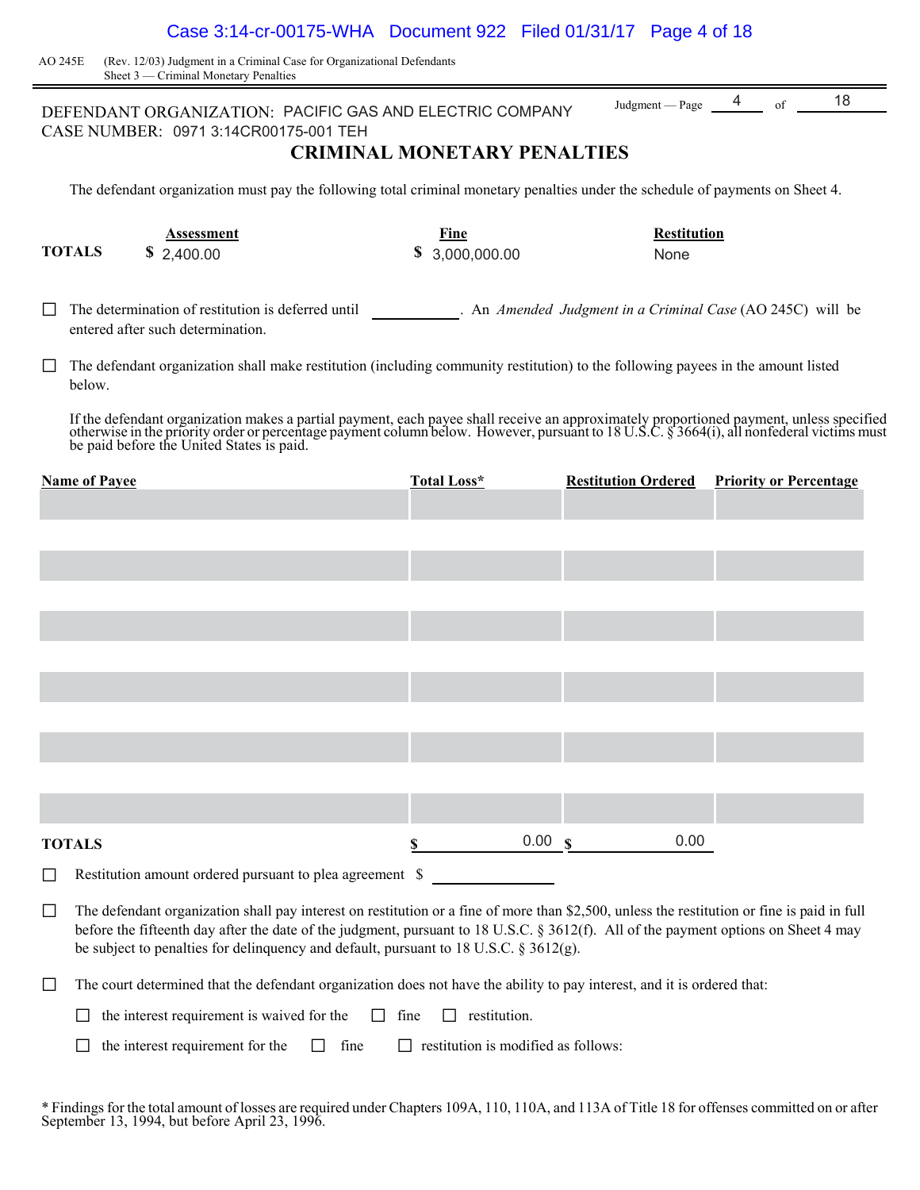AO 245E (Rev. 12/03) Judgment in a Criminal Case for Organizational Defendants
Sheet 3 — Criminal Monetary Penalties

DEFENDANT ORGANIZATION: PACIFIC GAS AND ELECTRIC COMPANY
CASE NUMBER: 0971 3:14CR00175-001 TEH

Judgment — Page 4 of 18

## CRIMINAL MONETARY PENALTIES

The defendant organization must pay the following total criminal monetary penalties under the schedule of payments on Sheet 4.

| | Assessment | Fine | Restitution |
|---|---|---|---|
| **TOTALS** | $ 2,400.00 | $ 3,000,000.00 | None |

☐ The determination of restitution is deferred until ____________. An *Amended Judgment in a Criminal Case* (AO 245C) will be entered after such determination.

☐ The defendant organization shall make restitution (including community restitution) to the following payees in the amount listed below.

If the defendant organization makes a partial payment, each payee shall receive an approximately proportioned payment, unless specified otherwise in the priority order or percentage payment column below. However, pursuant to 18 U.S.C. § 3664(i), all nonfederal victims must be paid before the United States is paid.

| Name of Payee | Total Loss* | Restitution Ordered | Priority or Percentage |
|---|---|---|---|
| | | | |
| **TOTALS** | $ 0.00 | $ 0.00 | |

☐ Restitution amount ordered pursuant to plea agreement $ ____________

☐ The defendant organization shall pay interest on restitution or a fine of more than $2,500, unless the restitution or fine is paid in full before the fifteenth day after the date of the judgment, pursuant to 18 U.S.C. § 3612(f). All of the payment options on Sheet 4 may be subject to penalties for delinquency and default, pursuant to 18 U.S.C. § 3612(g).

☐ The court determined that the defendant organization does not have the ability to pay interest, and it is ordered that:

☐ the interest requirement is waived for the ☐ fine ☐ restitution.

☐ the interest requirement for the ☐ fine ☐ restitution is modified as follows:

* Findings for the total amount of losses are required under Chapters 109A, 110, 110A, and 113A of Title 18 for offenses committed on or after September 13, 1994, but before April 23, 1996.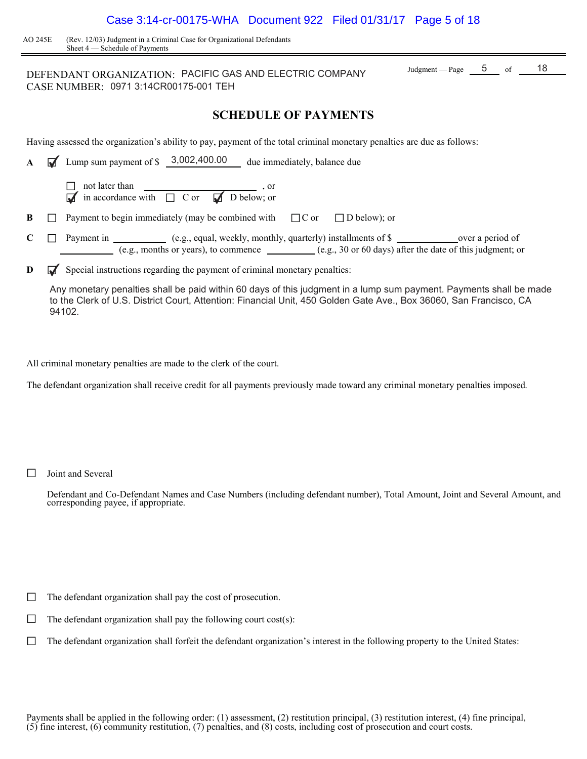AO 245E (Rev. 12/03) Judgment in a Criminal Case for Organizational Defendants
Sheet 4 — Schedule of Payments

DEFENDANT ORGANIZATION: PACIFIC GAS AND ELECTRIC COMPANY
CASE NUMBER: 0971 3:14CR00175-001 TEH

Judgment — Page 5 of 18

## SCHEDULE OF PAYMENTS

Having assessed the organization's ability to pay, payment of the total criminal monetary penalties are due as follows:

**A** ☑ Lump sum payment of $ 3,002,400.00 due immediately, balance due

☐ not later than ____________, or
☑ in accordance with ☐ C or ☑ D below; or

**B** ☐ Payment to begin immediately (may be combined with ☐ C or ☐ D below); or

**C** ☐ Payment in ________ (e.g., equal, weekly, monthly, quarterly) installments of $ ________ over a period of ________ (e.g., months or years), to commence ________ (e.g., 30 or 60 days) after the date of this judgment; or

**D** ☑ Special instructions regarding the payment of criminal monetary penalties:

Any monetary penalties shall be paid within 60 days of this judgment in a lump sum payment. Payments shall be made to the Clerk of U.S. District Court, Attention: Financial Unit, 450 Golden Gate Ave., Box 36060, San Francisco, CA 94102.

All criminal monetary penalties are made to the clerk of the court.

The defendant organization shall receive credit for all payments previously made toward any criminal monetary penalties imposed.

☐ Joint and Several

Defendant and Co-Defendant Names and Case Numbers (including defendant number), Total Amount, Joint and Several Amount, and corresponding payee, if appropriate.

☐ The defendant organization shall pay the cost of prosecution.

☐ The defendant organization shall pay the following court cost(s):

☐ The defendant organization shall forfeit the defendant organization's interest in the following property to the United States:

Payments shall be applied in the following order: (1) assessment, (2) restitution principal, (3) restitution interest, (4) fine principal, (5) fine interest, (6) community restitution, (7) penalties, and (8) costs, including cost of prosecution and court costs.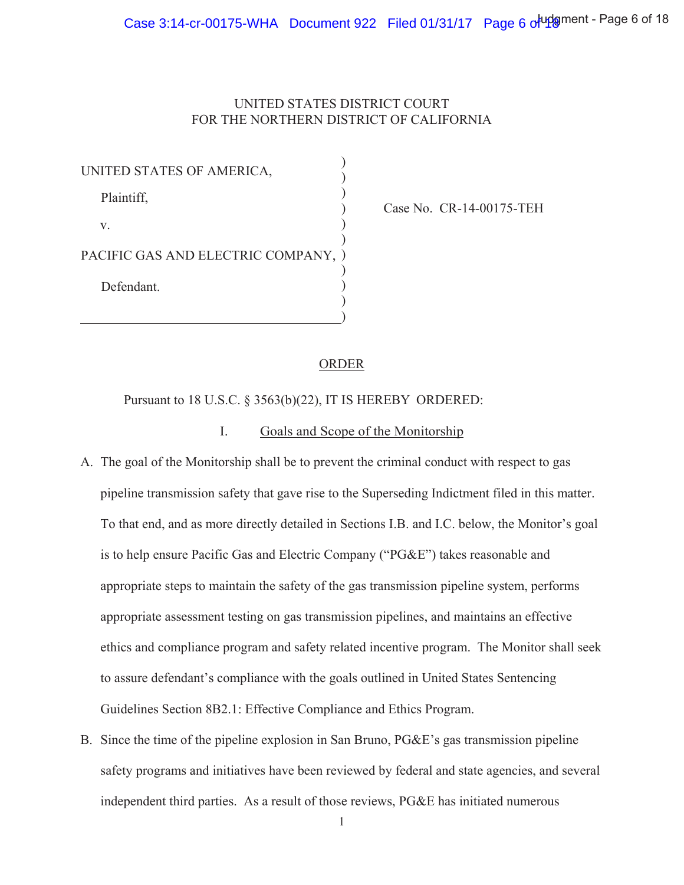UNITED STATES DISTRICT COURT
FOR THE NORTHERN DISTRICT OF CALIFORNIA

UNITED STATES OF AMERICA,

Plaintiff,

v.

PACIFIC GAS AND ELECTRIC COMPANY,

Defendant.

Case No. CR-14-00175-TEH

## ORDER

Pursuant to 18 U.S.C. § 3563(b)(22), IT IS HEREBY ORDERED:

### I. Goals and Scope of the Monitorship

A. The goal of the Monitorship shall be to prevent the criminal conduct with respect to gas pipeline transmission safety that gave rise to the Superseding Indictment filed in this matter. To that end, and as more directly detailed in Sections I.B. and I.C. below, the Monitor's goal is to help ensure Pacific Gas and Electric Company ("PG&E") takes reasonable and appropriate steps to maintain the safety of the gas transmission pipeline system, performs appropriate assessment testing on gas transmission pipelines, and maintains an effective ethics and compliance program and safety related incentive program. The Monitor shall seek to assure defendant's compliance with the goals outlined in United States Sentencing Guidelines Section 8B2.1: Effective Compliance and Ethics Program.

B. Since the time of the pipeline explosion in San Bruno, PG&E's gas transmission pipeline safety programs and initiatives have been reviewed by federal and state agencies, and several independent third parties. As a result of those reviews, PG&E has initiated numerous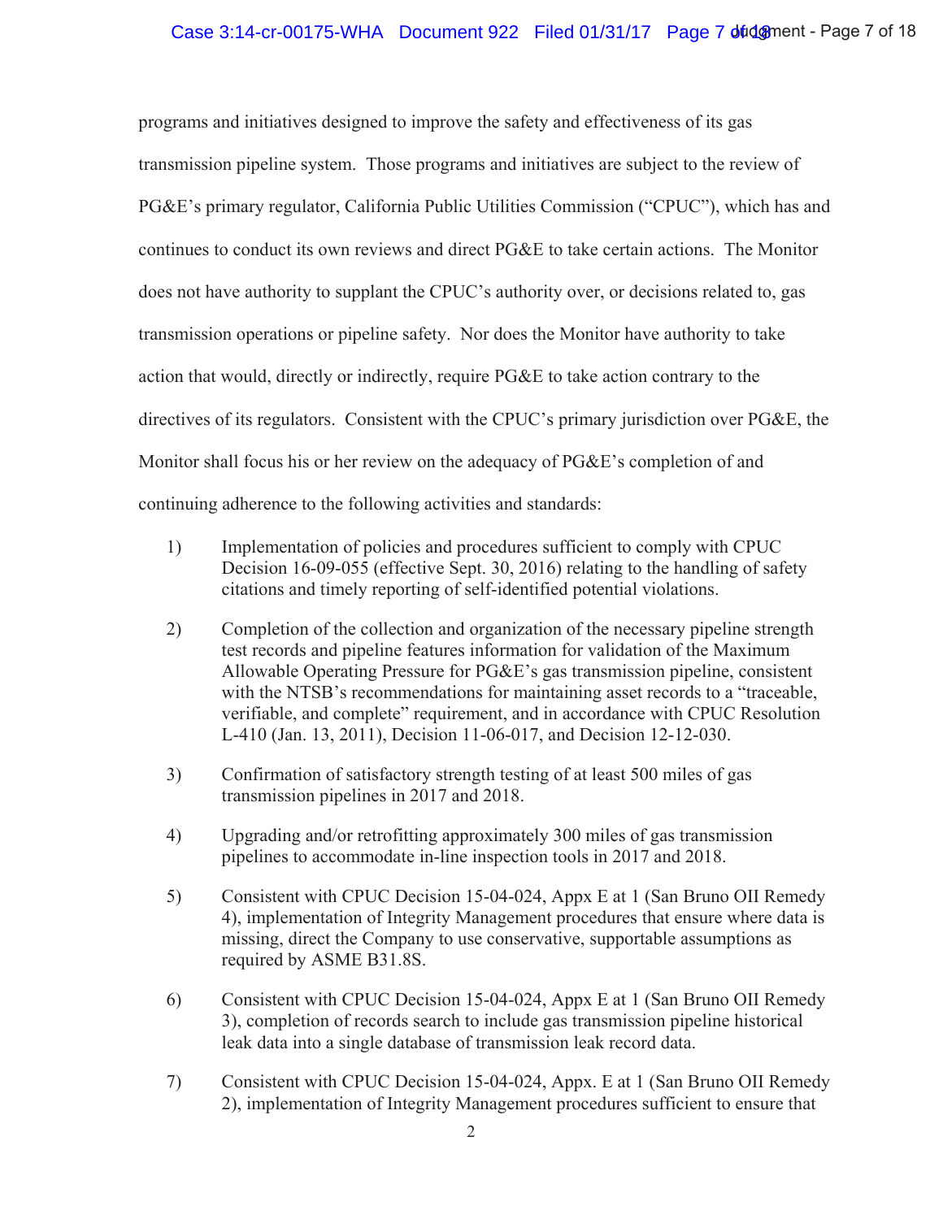programs and initiatives designed to improve the safety and effectiveness of its gas transmission pipeline system. Those programs and initiatives are subject to the review of PG&E's primary regulator, California Public Utilities Commission ("CPUC"), which has and continues to conduct its own reviews and direct PG&E to take certain actions. The Monitor does not have authority to supplant the CPUC's authority over, or decisions related to, gas transmission operations or pipeline safety. Nor does the Monitor have authority to take action that would, directly or indirectly, require PG&E to take action contrary to the directives of its regulators. Consistent with the CPUC's primary jurisdiction over PG&E, the Monitor shall focus his or her review on the adequacy of PG&E's completion of and continuing adherence to the following activities and standards:

1) Implementation of policies and procedures sufficient to comply with CPUC Decision 16-09-055 (effective Sept. 30, 2016) relating to the handling of safety citations and timely reporting of self-identified potential violations.

2) Completion of the collection and organization of the necessary pipeline strength test records and pipeline features information for validation of the Maximum Allowable Operating Pressure for PG&E's gas transmission pipeline, consistent with the NTSB's recommendations for maintaining asset records to a "traceable, verifiable, and complete" requirement, and in accordance with CPUC Resolution L-410 (Jan. 13, 2011), Decision 11-06-017, and Decision 12-12-030.

3) Confirmation of satisfactory strength testing of at least 500 miles of gas transmission pipelines in 2017 and 2018.

4) Upgrading and/or retrofitting approximately 300 miles of gas transmission pipelines to accommodate in-line inspection tools in 2017 and 2018.

5) Consistent with CPUC Decision 15-04-024, Appx E at 1 (San Bruno OII Remedy 4), implementation of Integrity Management procedures that ensure where data is missing, direct the Company to use conservative, supportable assumptions as required by ASME B31.8S.

6) Consistent with CPUC Decision 15-04-024, Appx E at 1 (San Bruno OII Remedy 3), completion of records search to include gas transmission pipeline historical leak data into a single database of transmission leak record data.

7) Consistent with CPUC Decision 15-04-024, Appx. E at 1 (San Bruno OII Remedy 2), implementation of Integrity Management procedures sufficient to ensure that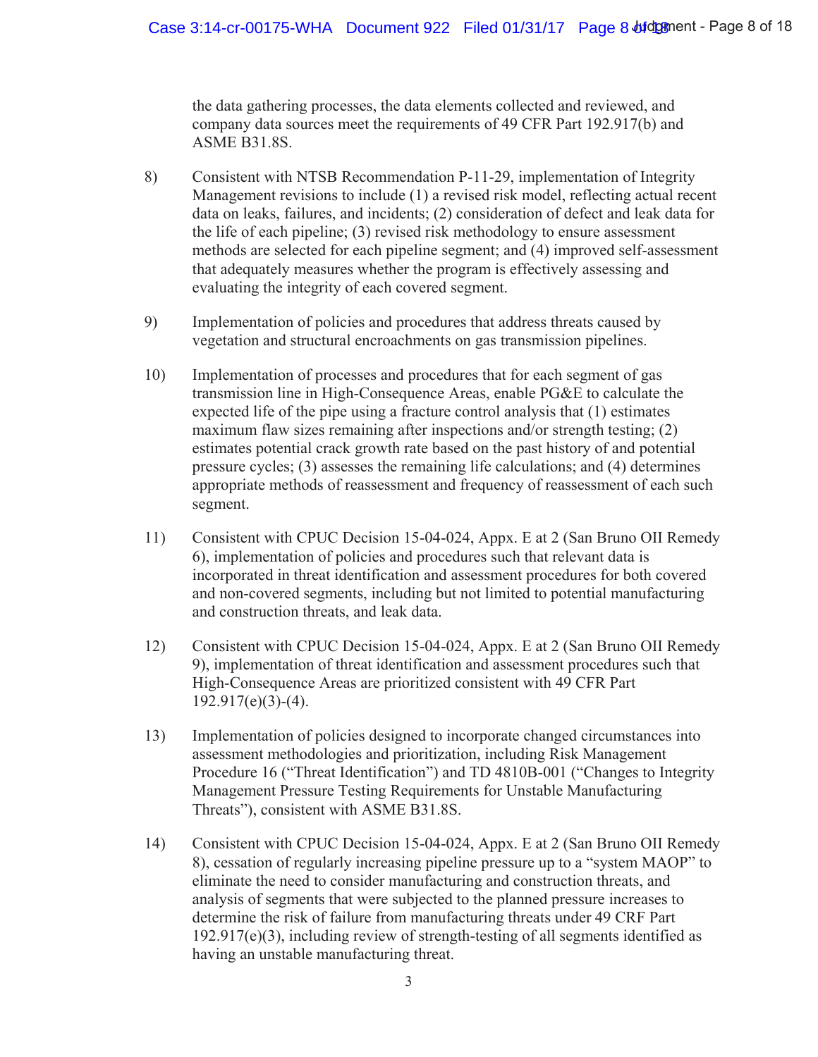the data gathering processes, the data elements collected and reviewed, and company data sources meet the requirements of 49 CFR Part 192.917(b) and ASME B31.8S.

8) Consistent with NTSB Recommendation P-11-29, implementation of Integrity Management revisions to include (1) a revised risk model, reflecting actual recent data on leaks, failures, and incidents; (2) consideration of defect and leak data for the life of each pipeline; (3) revised risk methodology to ensure assessment methods are selected for each pipeline segment; and (4) improved self-assessment that adequately measures whether the program is effectively assessing and evaluating the integrity of each covered segment.

9) Implementation of policies and procedures that address threats caused by vegetation and structural encroachments on gas transmission pipelines.

10) Implementation of processes and procedures that for each segment of gas transmission line in High-Consequence Areas, enable PG&E to calculate the expected life of the pipe using a fracture control analysis that (1) estimates maximum flaw sizes remaining after inspections and/or strength testing; (2) estimates potential crack growth rate based on the past history of and potential pressure cycles; (3) assesses the remaining life calculations; and (4) determines appropriate methods of reassessment and frequency of reassessment of each such segment.

11) Consistent with CPUC Decision 15-04-024, Appx. E at 2 (San Bruno OII Remedy 6), implementation of policies and procedures such that relevant data is incorporated in threat identification and assessment procedures for both covered and non-covered segments, including but not limited to potential manufacturing and construction threats, and leak data.

12) Consistent with CPUC Decision 15-04-024, Appx. E at 2 (San Bruno OII Remedy 9), implementation of threat identification and assessment procedures such that High-Consequence Areas are prioritized consistent with 49 CFR Part 192.917(e)(3)-(4).

13) Implementation of policies designed to incorporate changed circumstances into assessment methodologies and prioritization, including Risk Management Procedure 16 ("Threat Identification") and TD 4810B-001 ("Changes to Integrity Management Pressure Testing Requirements for Unstable Manufacturing Threats"), consistent with ASME B31.8S.

14) Consistent with CPUC Decision 15-04-024, Appx. E at 2 (San Bruno OII Remedy 8), cessation of regularly increasing pipeline pressure up to a "system MAOP" to eliminate the need to consider manufacturing and construction threats, and analysis of segments that were subjected to the planned pressure increases to determine the risk of failure from manufacturing threats under 49 CRF Part 192.917(e)(3), including review of strength-testing of all segments identified as having an unstable manufacturing threat.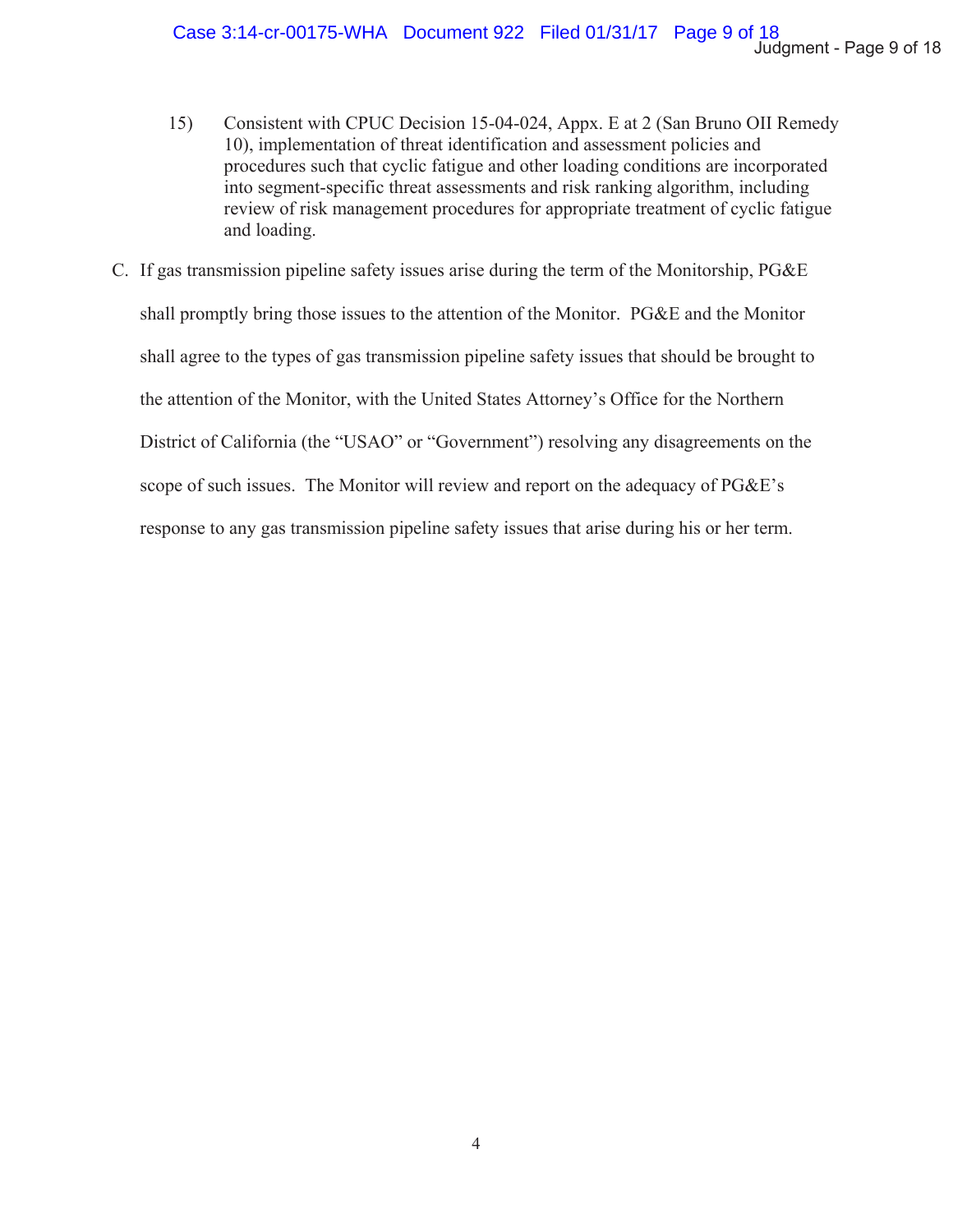15) Consistent with CPUC Decision 15-04-024, Appx. E at 2 (San Bruno OII Remedy 10), implementation of threat identification and assessment policies and procedures such that cyclic fatigue and other loading conditions are incorporated into segment-specific threat assessments and risk ranking algorithm, including review of risk management procedures for appropriate treatment of cyclic fatigue and loading.

C. If gas transmission pipeline safety issues arise during the term of the Monitorship, PG&E shall promptly bring those issues to the attention of the Monitor. PG&E and the Monitor shall agree to the types of gas transmission pipeline safety issues that should be brought to the attention of the Monitor, with the United States Attorney's Office for the Northern District of California (the "USAO" or "Government") resolving any disagreements on the scope of such issues. The Monitor will review and report on the adequacy of PG&E's response to any gas transmission pipeline safety issues that arise during his or her term.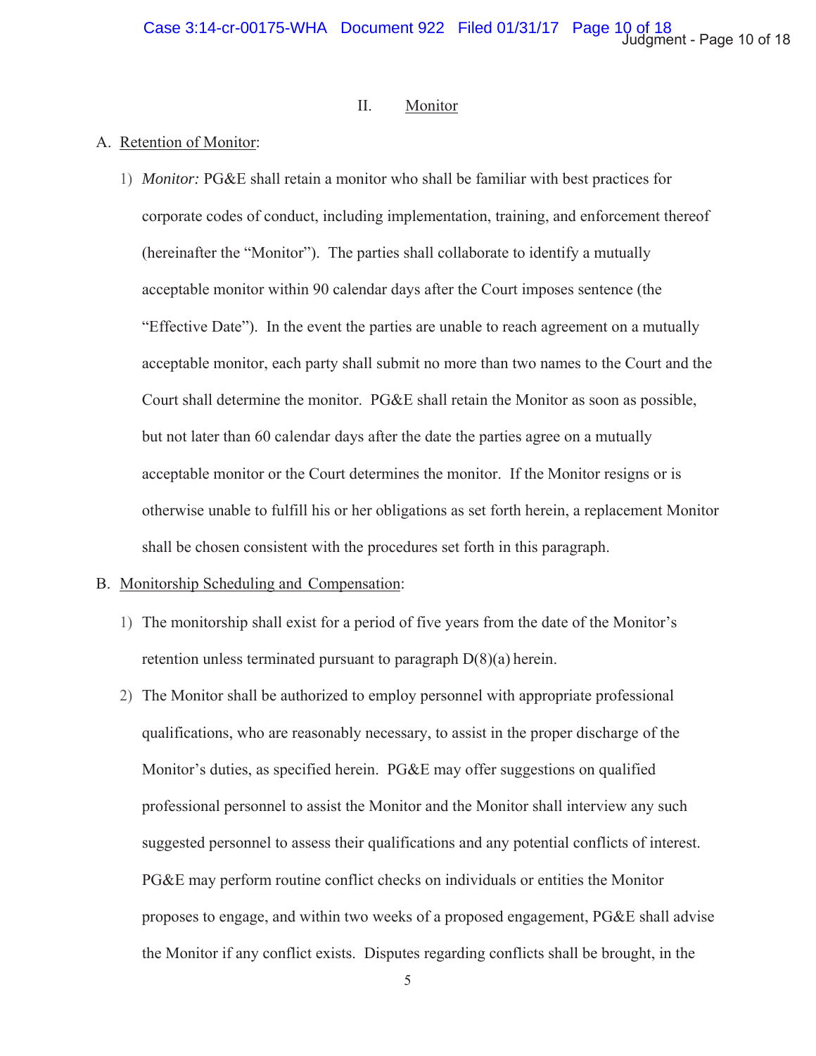## II. Monitor

A. Retention of Monitor:

1) *Monitor:* PG&E shall retain a monitor who shall be familiar with best practices for corporate codes of conduct, including implementation, training, and enforcement thereof (hereinafter the "Monitor"). The parties shall collaborate to identify a mutually acceptable monitor within 90 calendar days after the Court imposes sentence (the "Effective Date"). In the event the parties are unable to reach agreement on a mutually acceptable monitor, each party shall submit no more than two names to the Court and the Court shall determine the monitor. PG&E shall retain the Monitor as soon as possible, but not later than 60 calendar days after the date the parties agree on a mutually acceptable monitor or the Court determines the monitor. If the Monitor resigns or is otherwise unable to fulfill his or her obligations as set forth herein, a replacement Monitor shall be chosen consistent with the procedures set forth in this paragraph.

B. Monitorship Scheduling and Compensation:

1) The monitorship shall exist for a period of five years from the date of the Monitor's retention unless terminated pursuant to paragraph D(8)(a) herein.

2) The Monitor shall be authorized to employ personnel with appropriate professional qualifications, who are reasonably necessary, to assist in the proper discharge of the Monitor's duties, as specified herein. PG&E may offer suggestions on qualified professional personnel to assist the Monitor and the Monitor shall interview any such suggested personnel to assess their qualifications and any potential conflicts of interest. PG&E may perform routine conflict checks on individuals or entities the Monitor proposes to engage, and within two weeks of a proposed engagement, PG&E shall advise the Monitor if any conflict exists. Disputes regarding conflicts shall be brought, in the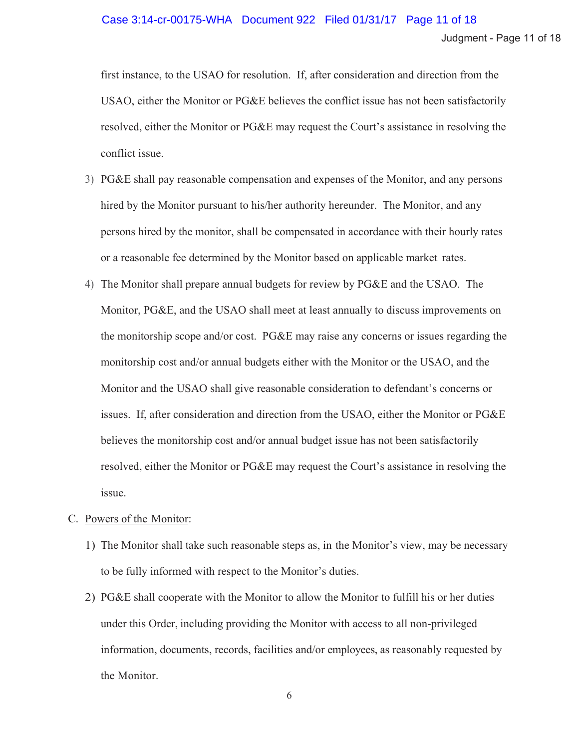first instance, to the USAO for resolution. If, after consideration and direction from the USAO, either the Monitor or PG&E believes the conflict issue has not been satisfactorily resolved, either the Monitor or PG&E may request the Court's assistance in resolving the conflict issue.

3) PG&E shall pay reasonable compensation and expenses of the Monitor, and any persons hired by the Monitor pursuant to his/her authority hereunder. The Monitor, and any persons hired by the monitor, shall be compensated in accordance with their hourly rates or a reasonable fee determined by the Monitor based on applicable market rates.

4) The Monitor shall prepare annual budgets for review by PG&E and the USAO. The Monitor, PG&E, and the USAO shall meet at least annually to discuss improvements on the monitorship scope and/or cost. PG&E may raise any concerns or issues regarding the monitorship cost and/or annual budgets either with the Monitor or the USAO, and the Monitor and the USAO shall give reasonable consideration to defendant's concerns or issues. If, after consideration and direction from the USAO, either the Monitor or PG&E believes the monitorship cost and/or annual budget issue has not been satisfactorily resolved, either the Monitor or PG&E may request the Court's assistance in resolving the issue.

C. Powers of the Monitor:

1) The Monitor shall take such reasonable steps as, in the Monitor's view, may be necessary to be fully informed with respect to the Monitor's duties.

2) PG&E shall cooperate with the Monitor to allow the Monitor to fulfill his or her duties under this Order, including providing the Monitor with access to all non-privileged information, documents, records, facilities and/or employees, as reasonably requested by the Monitor.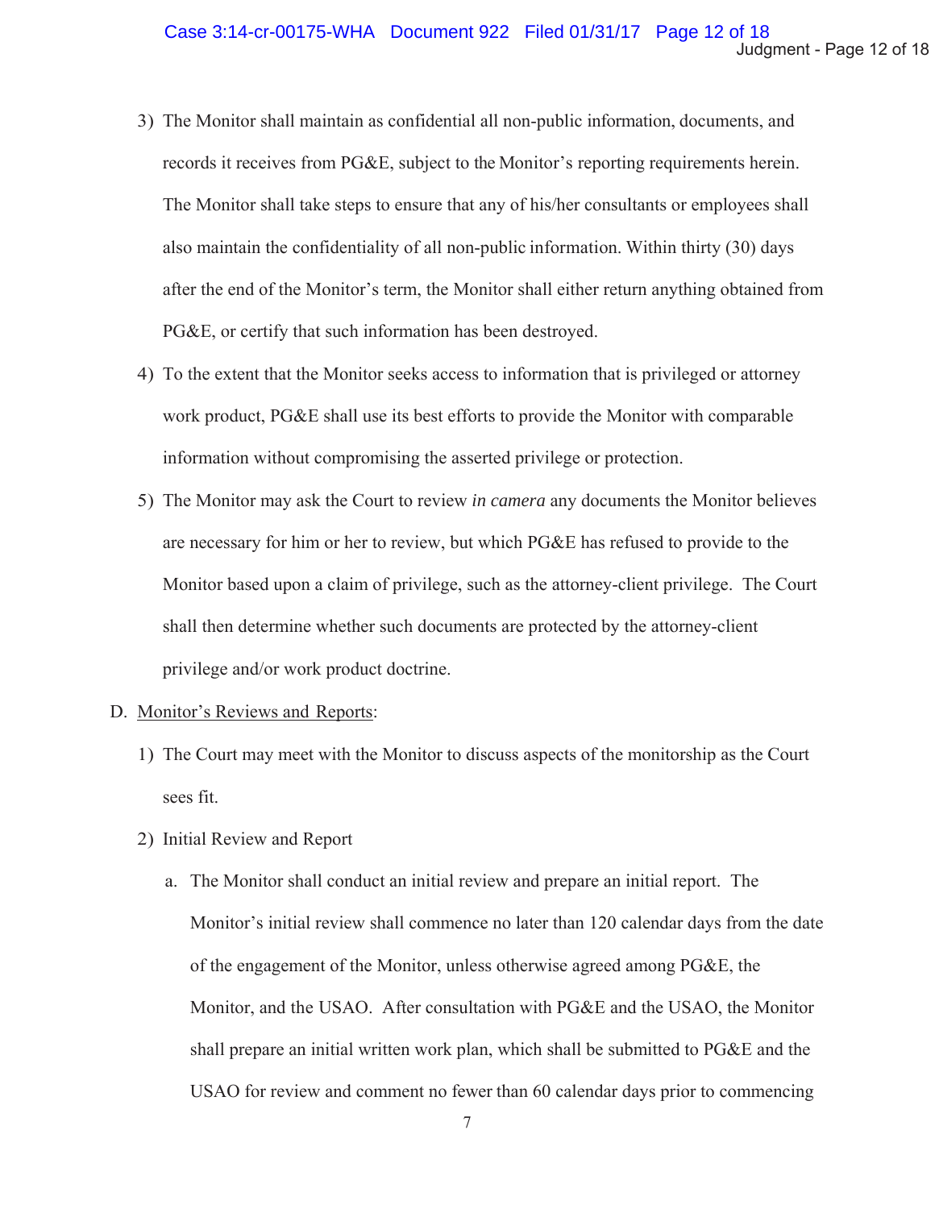3) The Monitor shall maintain as confidential all non-public information, documents, and records it receives from PG&E, subject to the Monitor's reporting requirements herein. The Monitor shall take steps to ensure that any of his/her consultants or employees shall also maintain the confidentiality of all non-public information. Within thirty (30) days after the end of the Monitor's term, the Monitor shall either return anything obtained from PG&E, or certify that such information has been destroyed.

4) To the extent that the Monitor seeks access to information that is privileged or attorney work product, PG&E shall use its best efforts to provide the Monitor with comparable information without compromising the asserted privilege or protection.

5) The Monitor may ask the Court to review *in camera* any documents the Monitor believes are necessary for him or her to review, but which PG&E has refused to provide to the Monitor based upon a claim of privilege, such as the attorney-client privilege. The Court shall then determine whether such documents are protected by the attorney-client privilege and/or work product doctrine.

D. <u>Monitor's Reviews and Reports</u>:

1) The Court may meet with the Monitor to discuss aspects of the monitorship as the Court sees fit.

2) Initial Review and Report

   a. The Monitor shall conduct an initial review and prepare an initial report. The Monitor's initial review shall commence no later than 120 calendar days from the date of the engagement of the Monitor, unless otherwise agreed among PG&E, the Monitor, and the USAO. After consultation with PG&E and the USAO, the Monitor shall prepare an initial written work plan, which shall be submitted to PG&E and the USAO for review and comment no fewer than 60 calendar days prior to commencing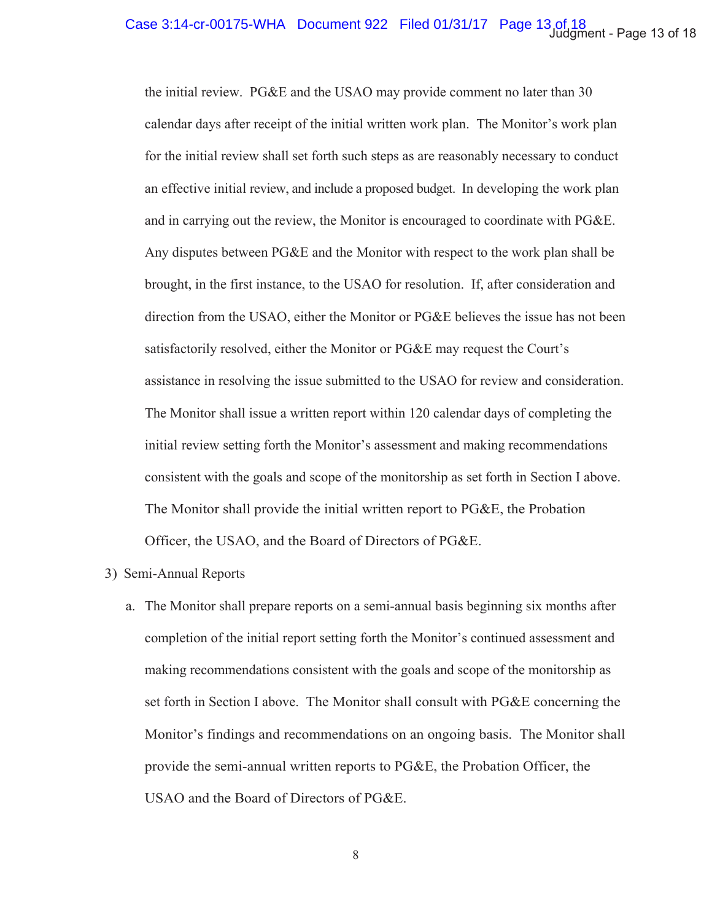the initial review. PG&E and the USAO may provide comment no later than 30 calendar days after receipt of the initial written work plan. The Monitor's work plan for the initial review shall set forth such steps as are reasonably necessary to conduct an effective initial review, and include a proposed budget. In developing the work plan and in carrying out the review, the Monitor is encouraged to coordinate with PG&E. Any disputes between PG&E and the Monitor with respect to the work plan shall be brought, in the first instance, to the USAO for resolution. If, after consideration and direction from the USAO, either the Monitor or PG&E believes the issue has not been satisfactorily resolved, either the Monitor or PG&E may request the Court's assistance in resolving the issue submitted to the USAO for review and consideration. The Monitor shall issue a written report within 120 calendar days of completing the initial review setting forth the Monitor's assessment and making recommendations consistent with the goals and scope of the monitorship as set forth in Section I above. The Monitor shall provide the initial written report to PG&E, the Probation Officer, the USAO, and the Board of Directors of PG&E.

3) Semi-Annual Reports

a. The Monitor shall prepare reports on a semi-annual basis beginning six months after completion of the initial report setting forth the Monitor's continued assessment and making recommendations consistent with the goals and scope of the monitorship as set forth in Section I above. The Monitor shall consult with PG&E concerning the Monitor's findings and recommendations on an ongoing basis. The Monitor shall provide the semi-annual written reports to PG&E, the Probation Officer, the USAO and the Board of Directors of PG&E.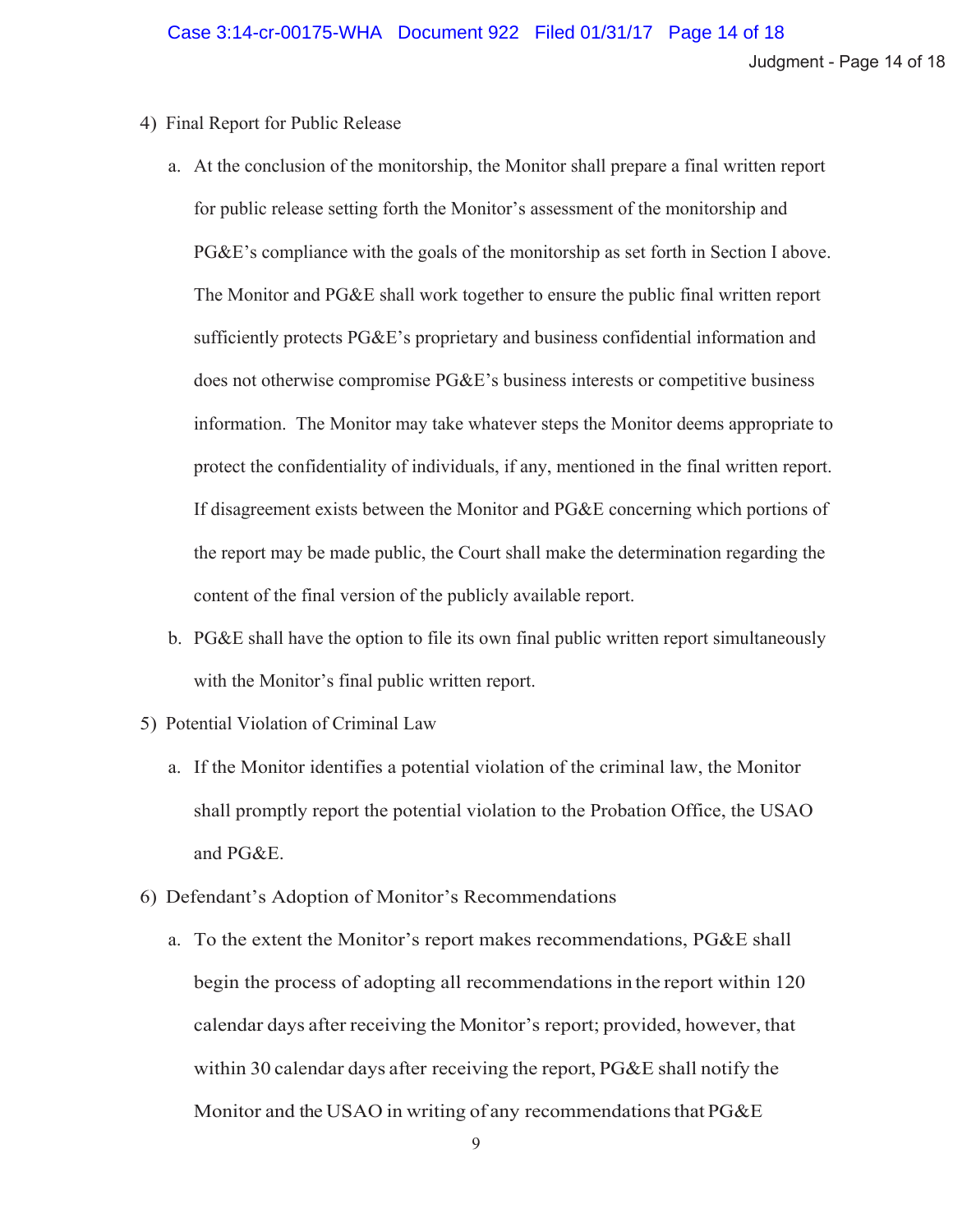4) Final Report for Public Release

   a. At the conclusion of the monitorship, the Monitor shall prepare a final written report for public release setting forth the Monitor's assessment of the monitorship and PG&E's compliance with the goals of the monitorship as set forth in Section I above. The Monitor and PG&E shall work together to ensure the public final written report sufficiently protects PG&E's proprietary and business confidential information and does not otherwise compromise PG&E's business interests or competitive business information. The Monitor may take whatever steps the Monitor deems appropriate to protect the confidentiality of individuals, if any, mentioned in the final written report. If disagreement exists between the Monitor and PG&E concerning which portions of the report may be made public, the Court shall make the determination regarding the content of the final version of the publicly available report.

   b. PG&E shall have the option to file its own final public written report simultaneously with the Monitor's final public written report.

5) Potential Violation of Criminal Law

   a. If the Monitor identifies a potential violation of the criminal law, the Monitor shall promptly report the potential violation to the Probation Office, the USAO and PG&E.

6) Defendant's Adoption of Monitor's Recommendations

   a. To the extent the Monitor's report makes recommendations, PG&E shall begin the process of adopting all recommendations in the report within 120 calendar days after receiving the Monitor's report; provided, however, that within 30 calendar days after receiving the report, PG&E shall notify the Monitor and the USAO in writing of any recommendations that PG&E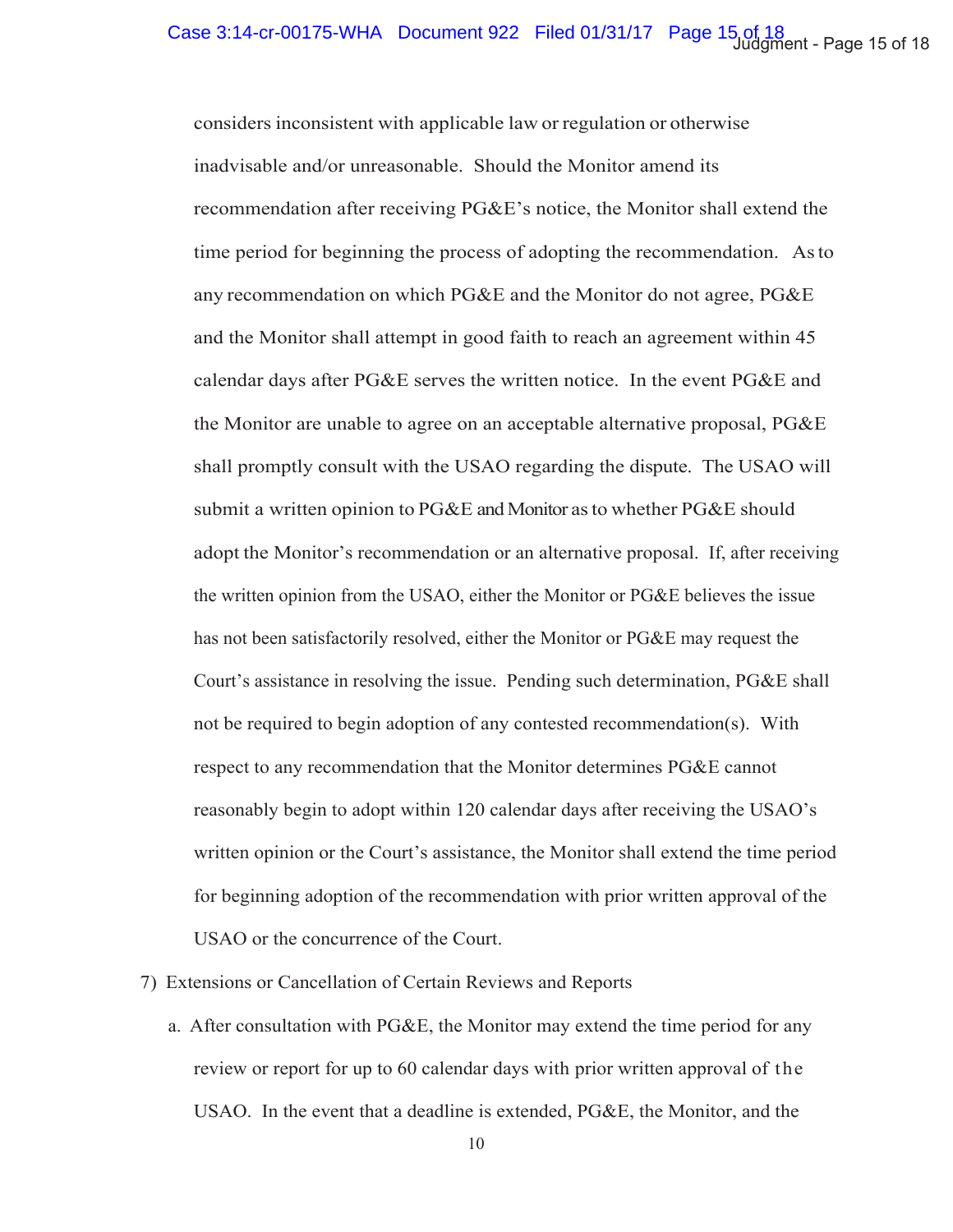considers inconsistent with applicable law or regulation or otherwise inadvisable and/or unreasonable. Should the Monitor amend its recommendation after receiving PG&E's notice, the Monitor shall extend the time period for beginning the process of adopting the recommendation. As to any recommendation on which PG&E and the Monitor do not agree, PG&E and the Monitor shall attempt in good faith to reach an agreement within 45 calendar days after PG&E serves the written notice. In the event PG&E and the Monitor are unable to agree on an acceptable alternative proposal, PG&E shall promptly consult with the USAO regarding the dispute. The USAO will submit a written opinion to PG&E and Monitor as to whether PG&E should adopt the Monitor's recommendation or an alternative proposal. If, after receiving the written opinion from the USAO, either the Monitor or PG&E believes the issue has not been satisfactorily resolved, either the Monitor or PG&E may request the Court's assistance in resolving the issue. Pending such determination, PG&E shall not be required to begin adoption of any contested recommendation(s). With respect to any recommendation that the Monitor determines PG&E cannot reasonably begin to adopt within 120 calendar days after receiving the USAO's written opinion or the Court's assistance, the Monitor shall extend the time period for beginning adoption of the recommendation with prior written approval of the USAO or the concurrence of the Court.

7) Extensions or Cancellation of Certain Reviews and Reports

a. After consultation with PG&E, the Monitor may extend the time period for any review or report for up to 60 calendar days with prior written approval of the USAO. In the event that a deadline is extended, PG&E, the Monitor, and the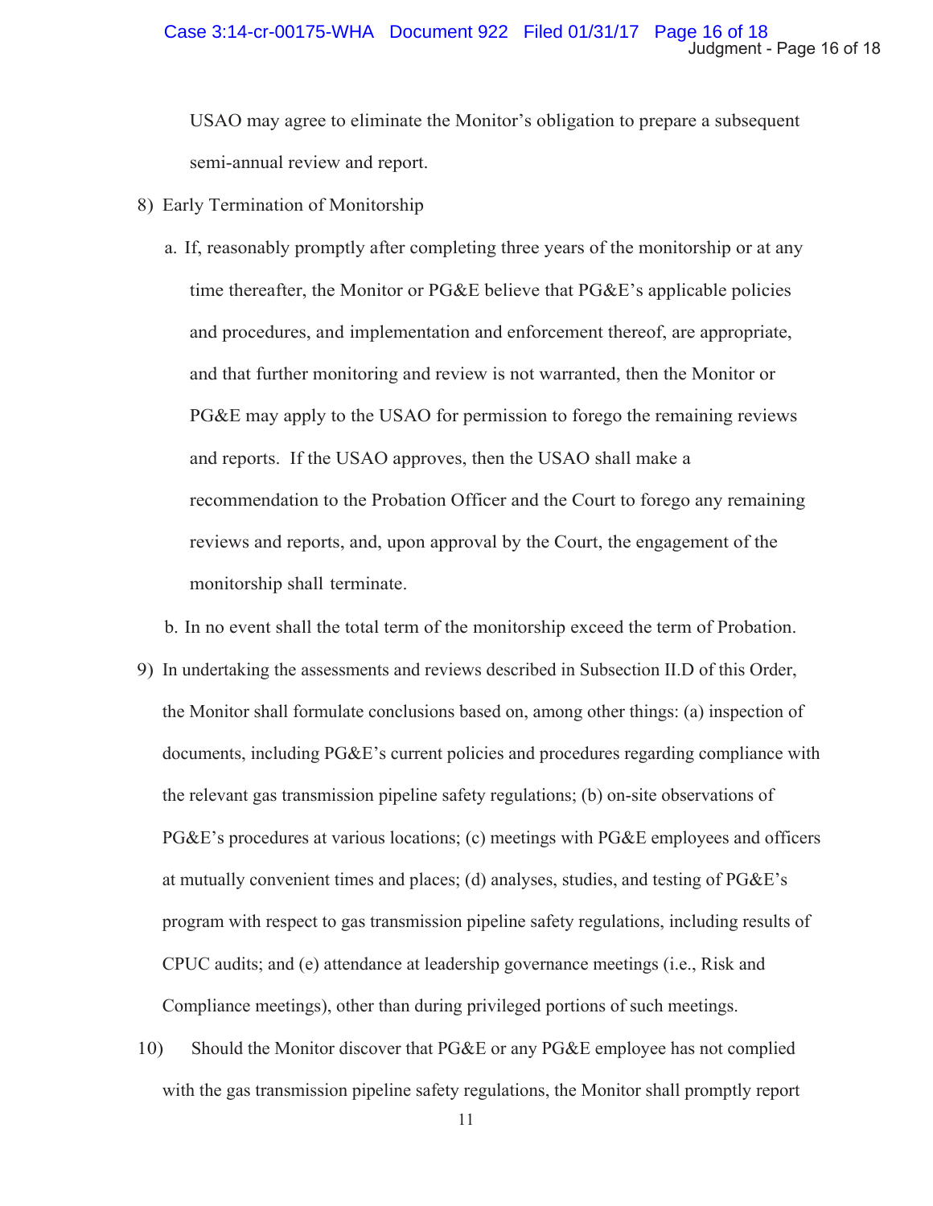USAO may agree to eliminate the Monitor's obligation to prepare a subsequent semi-annual review and report.

8) Early Termination of Monitorship

   a. If, reasonably promptly after completing three years of the monitorship or at any time thereafter, the Monitor or PG&E believe that PG&E's applicable policies and procedures, and implementation and enforcement thereof, are appropriate, and that further monitoring and review is not warranted, then the Monitor or PG&E may apply to the USAO for permission to forego the remaining reviews and reports. If the USAO approves, then the USAO shall make a recommendation to the Probation Officer and the Court to forego any remaining reviews and reports, and, upon approval by the Court, the engagement of the monitorship shall terminate.

   b. In no event shall the total term of the monitorship exceed the term of Probation.

9) In undertaking the assessments and reviews described in Subsection II.D of this Order, the Monitor shall formulate conclusions based on, among other things: (a) inspection of documents, including PG&E's current policies and procedures regarding compliance with the relevant gas transmission pipeline safety regulations; (b) on-site observations of PG&E's procedures at various locations; (c) meetings with PG&E employees and officers at mutually convenient times and places; (d) analyses, studies, and testing of PG&E's program with respect to gas transmission pipeline safety regulations, including results of CPUC audits; and (e) attendance at leadership governance meetings (i.e., Risk and Compliance meetings), other than during privileged portions of such meetings.

10) Should the Monitor discover that PG&E or any PG&E employee has not complied with the gas transmission pipeline safety regulations, the Monitor shall promptly report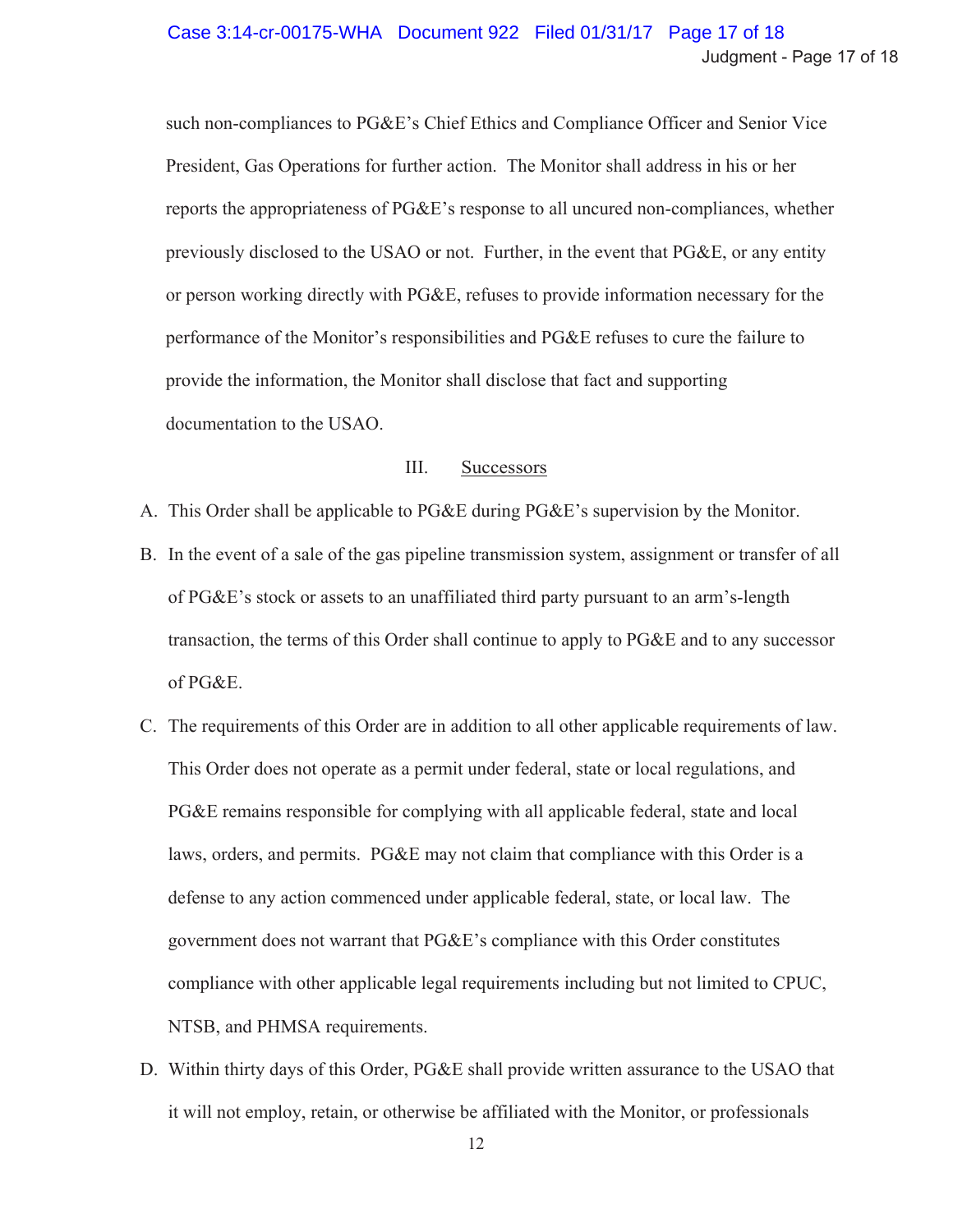such non-compliances to PG&E's Chief Ethics and Compliance Officer and Senior Vice President, Gas Operations for further action. The Monitor shall address in his or her reports the appropriateness of PG&E's response to all uncured non-compliances, whether previously disclosed to the USAO or not. Further, in the event that PG&E, or any entity or person working directly with PG&E, refuses to provide information necessary for the performance of the Monitor's responsibilities and PG&E refuses to cure the failure to provide the information, the Monitor shall disclose that fact and supporting documentation to the USAO.

## III. Successors

A. This Order shall be applicable to PG&E during PG&E's supervision by the Monitor.

B. In the event of a sale of the gas pipeline transmission system, assignment or transfer of all of PG&E's stock or assets to an unaffiliated third party pursuant to an arm's-length transaction, the terms of this Order shall continue to apply to PG&E and to any successor of PG&E.

C. The requirements of this Order are in addition to all other applicable requirements of law. This Order does not operate as a permit under federal, state or local regulations, and PG&E remains responsible for complying with all applicable federal, state and local laws, orders, and permits. PG&E may not claim that compliance with this Order is a defense to any action commenced under applicable federal, state, or local law. The government does not warrant that PG&E's compliance with this Order constitutes compliance with other applicable legal requirements including but not limited to CPUC, NTSB, and PHMSA requirements.

D. Within thirty days of this Order, PG&E shall provide written assurance to the USAO that it will not employ, retain, or otherwise be affiliated with the Monitor, or professionals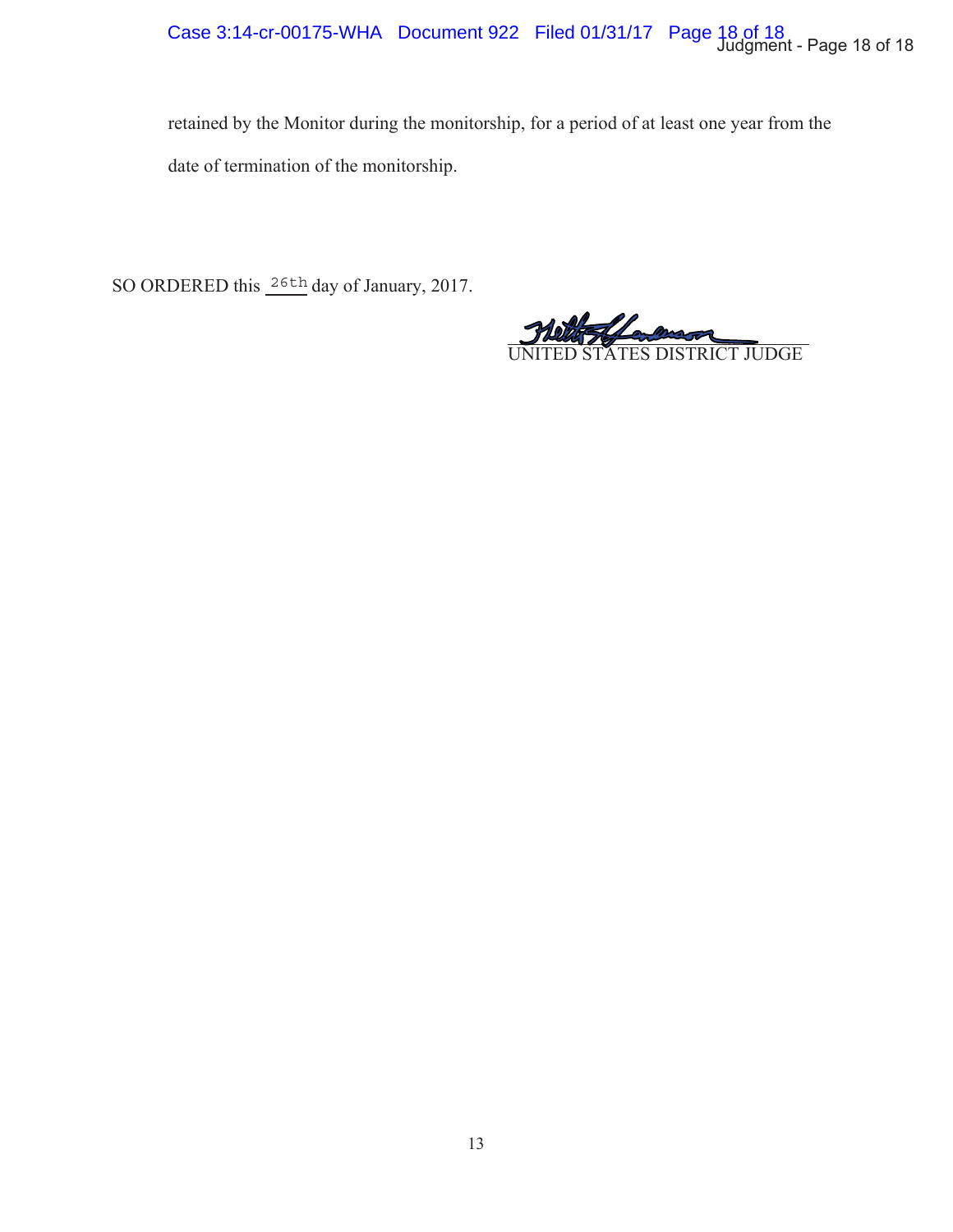retained by the Monitor during the monitorship, for a period of at least one year from the date of termination of the monitorship.

SO ORDERED this 26th day of January, 2017.

UNITED STATES DISTRICT JUDGE